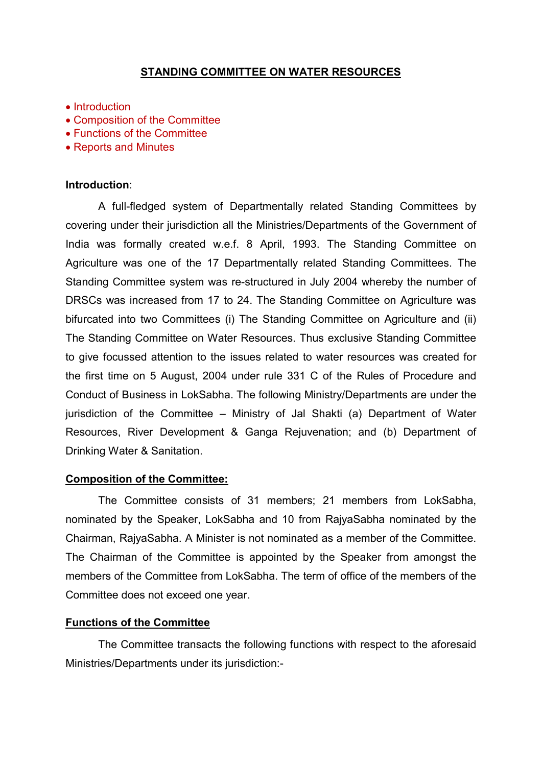# STANDING COMMITTEE ON WATER RESOURCES

- Introduction
- Composition of the Committee
- Functions of the Committee
- Reports and Minutes

**Introduction**:

A full-fledged system of Departmentally related Standing Committees by covering under their jurisdiction all the Ministries/Departments of the Government of India was formally created w.e.f. 8 April, 1993. The Standing Committee on Agriculture was one of the 17 Departmentally related Standing Committees. The Standing Committee system was re-structured in July 2004 whereby the number of DRSCs was increased from 17 to 24. The Standing Committee on Agriculture was bifurcated into two Committees (i) The Standing Committee on Agriculture and (ii) The Standing Committee on Water Resources. Thus exclusive Standing Committee to give focussed attention to the issues related to water resources was created for the first time on 5 August, 2004 under rule 331 C of the Rules of Procedure and Conduct of Business in LokSabha. The following Ministry/Departments are under the jurisdiction of the Committee – Ministry of Jal Shakti (a) Department of Water Resources, River Development & Ganga Rejuvenation; and (b) Department of Drinking Water & Sanitation.

## Composition of the Committee:

The Committee consists of 31 members; 21 members from LokSabha, nominated by the Speaker, LokSabha and 10 from RajyaSabha nominated by the Chairman, RajyaSabha. A Minister is not nominated as a member of the Committee. The Chairman of the Committee is appointed by the Speaker from amongst the members of the Committee from LokSabha. The term of office of the members of the Committee does not exceed one year.

## Functions of the Committee

The Committee transacts the following functions with respect to the aforesaid Ministries/Departments under its jurisdiction:-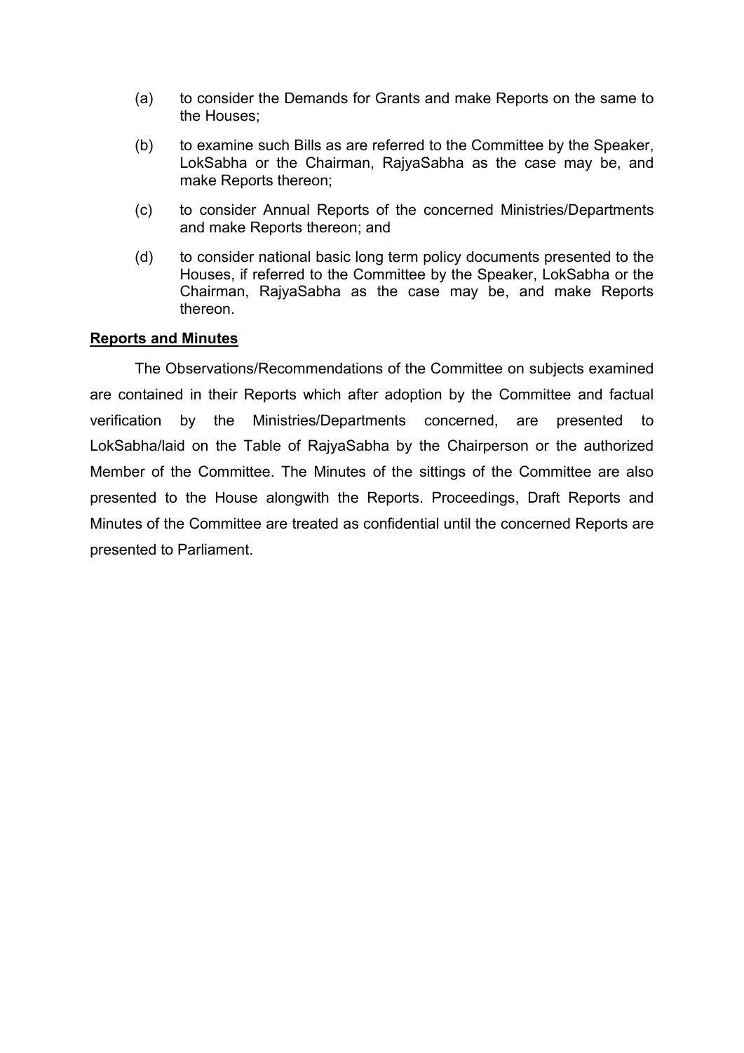(a) to consider the Demands for Grants and make Reports on the same to the Houses;

(b) to examine such Bills as are referred to the Committee by the Speaker, LokSabha or the Chairman, RajyaSabha as the case may be, and make Reports thereon;

(c) to consider Annual Reports of the concerned Ministries/Departments and make Reports thereon; and

(d) to consider national basic long term policy documents presented to the Houses, if referred to the Committee by the Speaker, LokSabha or the Chairman, RajyaSabha as the case may be, and make Reports thereon.

**Reports and Minutes**

The Observations/Recommendations of the Committee on subjects examined are contained in their Reports which after adoption by the Committee and factual verification by the Ministries/Departments concerned, are presented to LokSabha/laid on the Table of RajyaSabha by the Chairperson or the authorized Member of the Committee. The Minutes of the sittings of the Committee are also presented to the House alongwith the Reports. Proceedings, Draft Reports and Minutes of the Committee are treated as confidential until the concerned Reports are presented to Parliament.